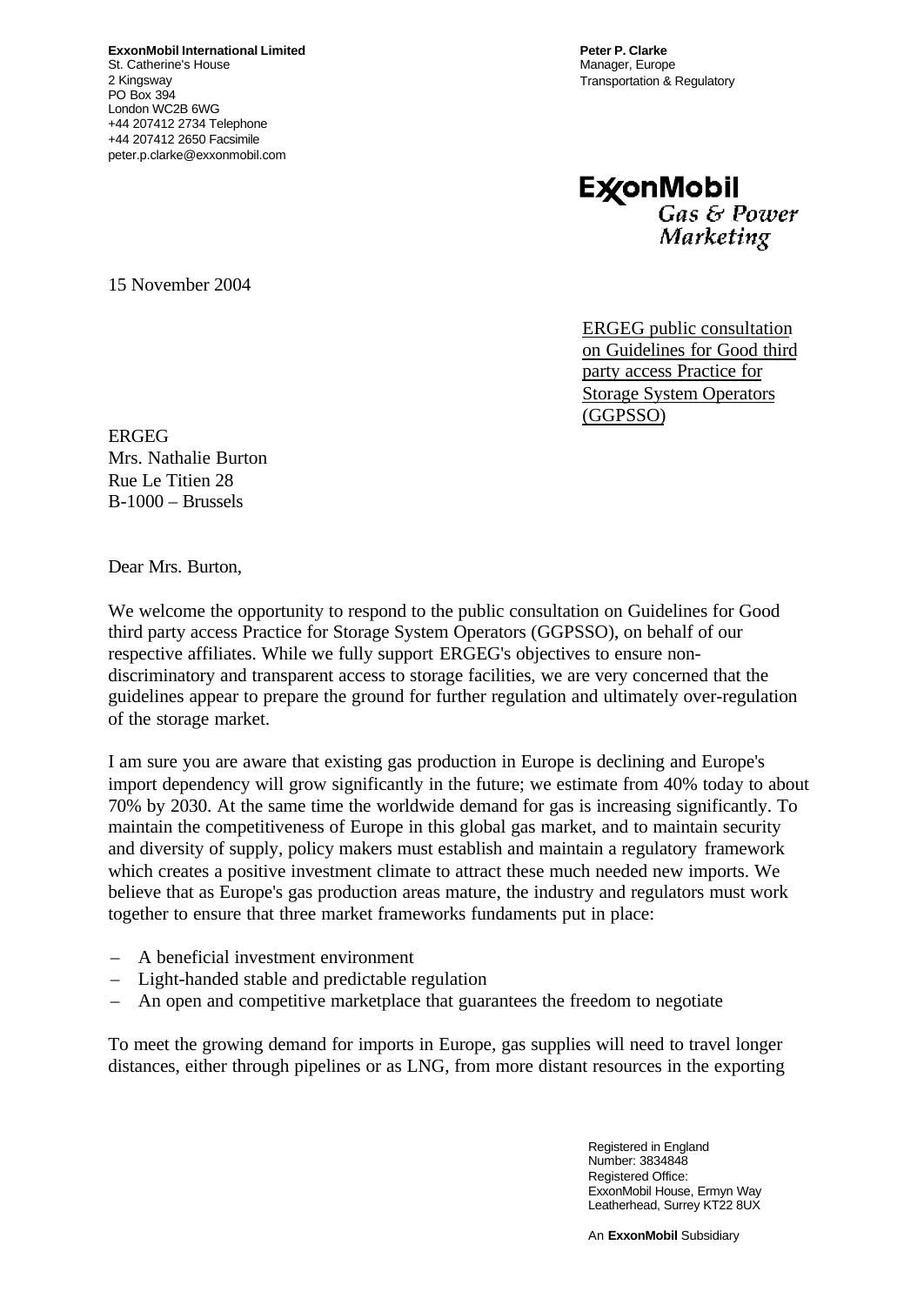**ExxonMobil International Limited**
St. Catherine's House
2 Kingsway
PO Box 394
London WC2B 6WG
+44 207412 2734 Telephone
+44 207412 2650 Facsimile
peter.p.clarke@exxonmobil.com

**Peter P. Clarke**
Manager, Europe
Transportation & Regulatory

**ExxonMobil**
*Gas & Power Marketing*

15 November 2004

ERGEG public consultation on Guidelines for Good third party access Practice for Storage System Operators (GGPSSO)

ERGEG
Mrs. Nathalie Burton
Rue Le Titien 28
B-1000 – Brussels

Dear Mrs. Burton,

We welcome the opportunity to respond to the public consultation on Guidelines for Good third party access Practice for Storage System Operators (GGPSSO), on behalf of our respective affiliates. While we fully support ERGEG's objectives to ensure non-discriminatory and transparent access to storage facilities, we are very concerned that the guidelines appear to prepare the ground for further regulation and ultimately over-regulation of the storage market.

I am sure you are aware that existing gas production in Europe is declining and Europe's import dependency will grow significantly in the future; we estimate from 40% today to about 70% by 2030. At the same time the worldwide demand for gas is increasing significantly. To maintain the competitiveness of Europe in this global gas market, and to maintain security and diversity of supply, policy makers must establish and maintain a regulatory framework which creates a positive investment climate to attract these much needed new imports. We believe that as Europe's gas production areas mature, the industry and regulators must work together to ensure that three market frameworks fundaments put in place:

- A beneficial investment environment
- Light-handed stable and predictable regulation
- An open and competitive marketplace that guarantees the freedom to negotiate

To meet the growing demand for imports in Europe, gas supplies will need to travel longer distances, either through pipelines or as LNG, from more distant resources in the exporting

Registered in England
Number: 3834848
Registered Office:
ExxonMobil House, Ermyn Way
Leatherhead, Surrey KT22 8UX

An **ExxonMobil** Subsidiary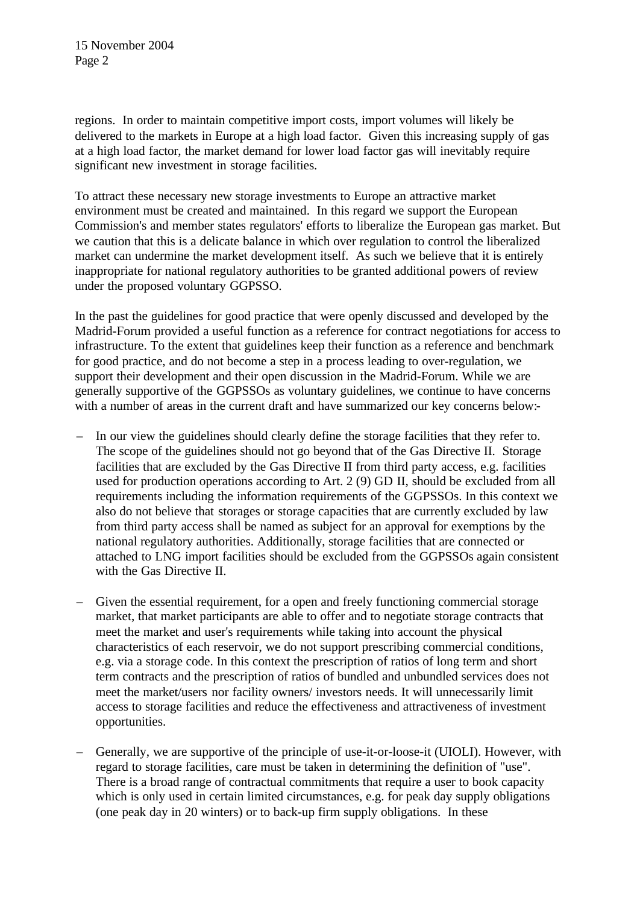regions. In order to maintain competitive import costs, import volumes will likely be delivered to the markets in Europe at a high load factor. Given this increasing supply of gas at a high load factor, the market demand for lower load factor gas will inevitably require significant new investment in storage facilities.

To attract these necessary new storage investments to Europe an attractive market environment must be created and maintained. In this regard we support the European Commission's and member states regulators' efforts to liberalize the European gas market. But we caution that this is a delicate balance in which over regulation to control the liberalized market can undermine the market development itself. As such we believe that it is entirely inappropriate for national regulatory authorities to be granted additional powers of review under the proposed voluntary GGPSSO.

In the past the guidelines for good practice that were openly discussed and developed by the Madrid-Forum provided a useful function as a reference for contract negotiations for access to infrastructure. To the extent that guidelines keep their function as a reference and benchmark for good practice, and do not become a step in a process leading to over-regulation, we support their development and their open discussion in the Madrid-Forum. While we are generally supportive of the GGPSSOs as voluntary guidelines, we continue to have concerns with a number of areas in the current draft and have summarized our key concerns below:-

- In our view the guidelines should clearly define the storage facilities that they refer to. The scope of the guidelines should not go beyond that of the Gas Directive II. Storage facilities that are excluded by the Gas Directive II from third party access, e.g. facilities used for production operations according to Art. 2 (9) GD II, should be excluded from all requirements including the information requirements of the GGPSSOs. In this context we also do not believe that storages or storage capacities that are currently excluded by law from third party access shall be named as subject for an approval for exemptions by the national regulatory authorities. Additionally, storage facilities that are connected or attached to LNG import facilities should be excluded from the GGPSSOs again consistent with the Gas Directive II.

- Given the essential requirement, for a open and freely functioning commercial storage market, that market participants are able to offer and to negotiate storage contracts that meet the market and user's requirements while taking into account the physical characteristics of each reservoir, we do not support prescribing commercial conditions, e.g. via a storage code. In this context the prescription of ratios of long term and short term contracts and the prescription of ratios of bundled and unbundled services does not meet the market/users nor facility owners/ investors needs. It will unnecessarily limit access to storage facilities and reduce the effectiveness and attractiveness of investment opportunities.

- Generally, we are supportive of the principle of use-it-or-loose-it (UIOLI). However, with regard to storage facilities, care must be taken in determining the definition of "use". There is a broad range of contractual commitments that require a user to book capacity which is only used in certain limited circumstances, e.g. for peak day supply obligations (one peak day in 20 winters) or to back-up firm supply obligations. In these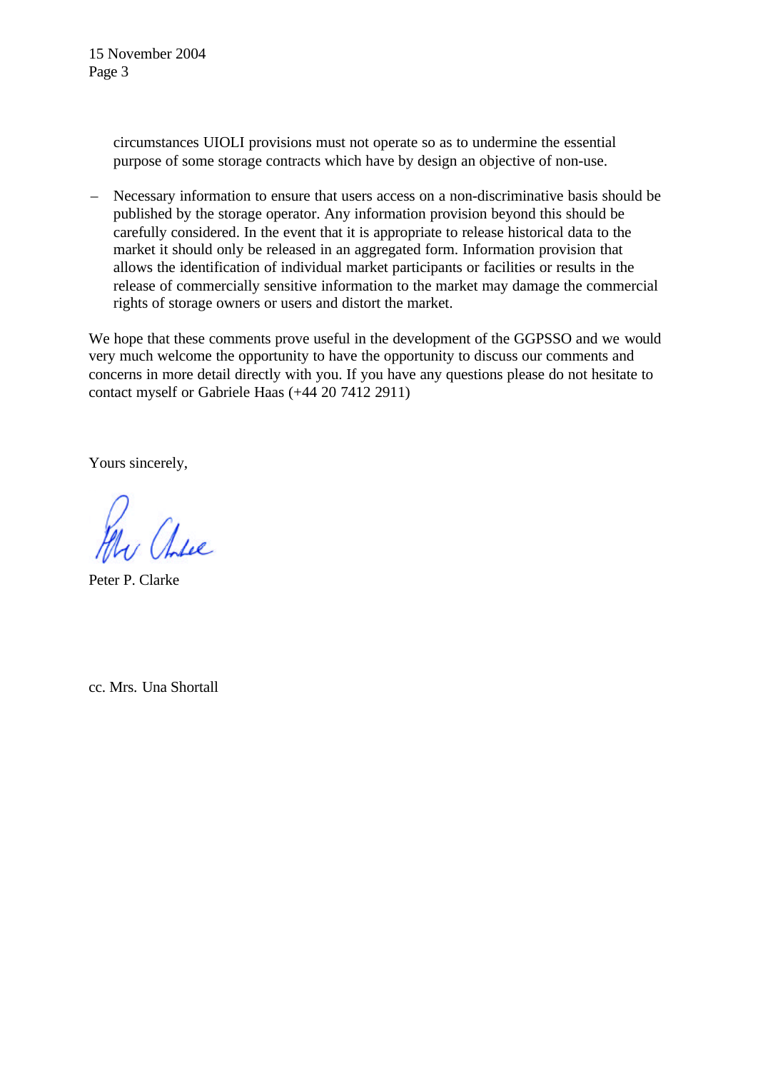circumstances UIOLI provisions must not operate so as to undermine the essential purpose of some storage contracts which have by design an objective of non-use.

- Necessary information to ensure that users access on a non-discriminative basis should be published by the storage operator. Any information provision beyond this should be carefully considered. In the event that it is appropriate to release historical data to the market it should only be released in an aggregated form. Information provision that allows the identification of individual market participants or facilities or results in the release of commercially sensitive information to the market may damage the commercial rights of storage owners or users and distort the market.

We hope that these comments prove useful in the development of the GGPSSO and we would very much welcome the opportunity to have the opportunity to discuss our comments and concerns in more detail directly with you. If you have any questions please do not hesitate to contact myself or Gabriele Haas (+44 20 7412 2911)

Yours sincerely,

Peter P. Clarke

cc. Mrs. Una Shortall